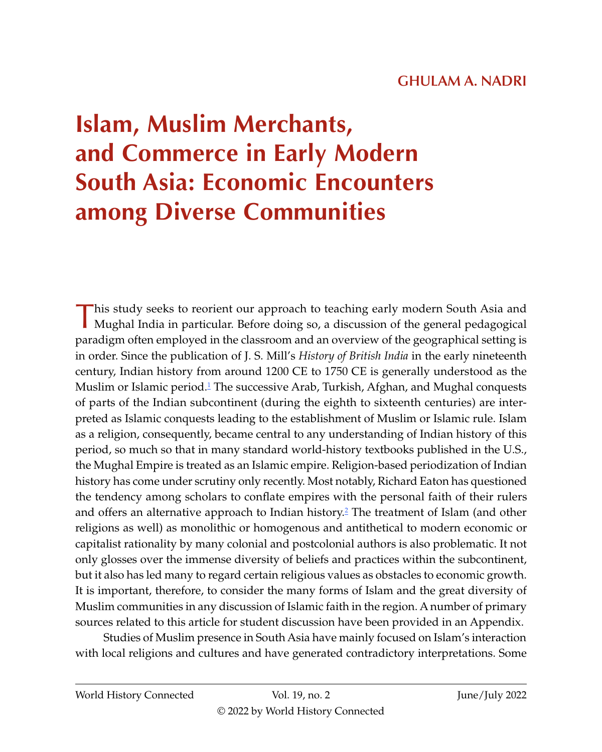GHULAM A. NADRI

# Islam, Muslim Merchants, and Commerce in Early Modern South Asia: Economic Encounters among Diverse Communities

This study seeks to reorient our approach to teaching early modern South Asia and Mughal India in particular. Before doing so, a discussion of the general pedagogical paradigm often employed in the classroom and an overview of the geographical setting is in order. Since the publication of J. S. Mill's *History of British India* in the early nineteenth century, Indian history from around 1200 CE to 1750 CE is generally understood as the Muslim or Islamic period.[1] The successive Arab, Turkish, Afghan, and Mughal conquests of parts of the Indian subcontinent (during the eighth to sixteenth centuries) are interpreted as Islamic conquests leading to the establishment of Muslim or Islamic rule. Islam as a religion, consequently, became central to any understanding of Indian history of this period, so much so that in many standard world-history textbooks published in the U.S., the Mughal Empire is treated as an Islamic empire. Religion-based periodization of Indian history has come under scrutiny only recently. Most notably, Richard Eaton has questioned the tendency among scholars to conflate empires with the personal faith of their rulers and offers an alternative approach to Indian history.[2] The treatment of Islam (and other religions as well) as monolithic or homogenous and antithetical to modern economic or capitalist rationality by many colonial and postcolonial authors is also problematic. It not only glosses over the immense diversity of beliefs and practices within the subcontinent, but it also has led many to regard certain religious values as obstacles to economic growth. It is important, therefore, to consider the many forms of Islam and the great diversity of Muslim communities in any discussion of Islamic faith in the region. A number of primary sources related to this article for student discussion have been provided in an Appendix.

Studies of Muslim presence in South Asia have mainly focused on Islam's interaction with local religions and cultures and have generated contradictory interpretations. Some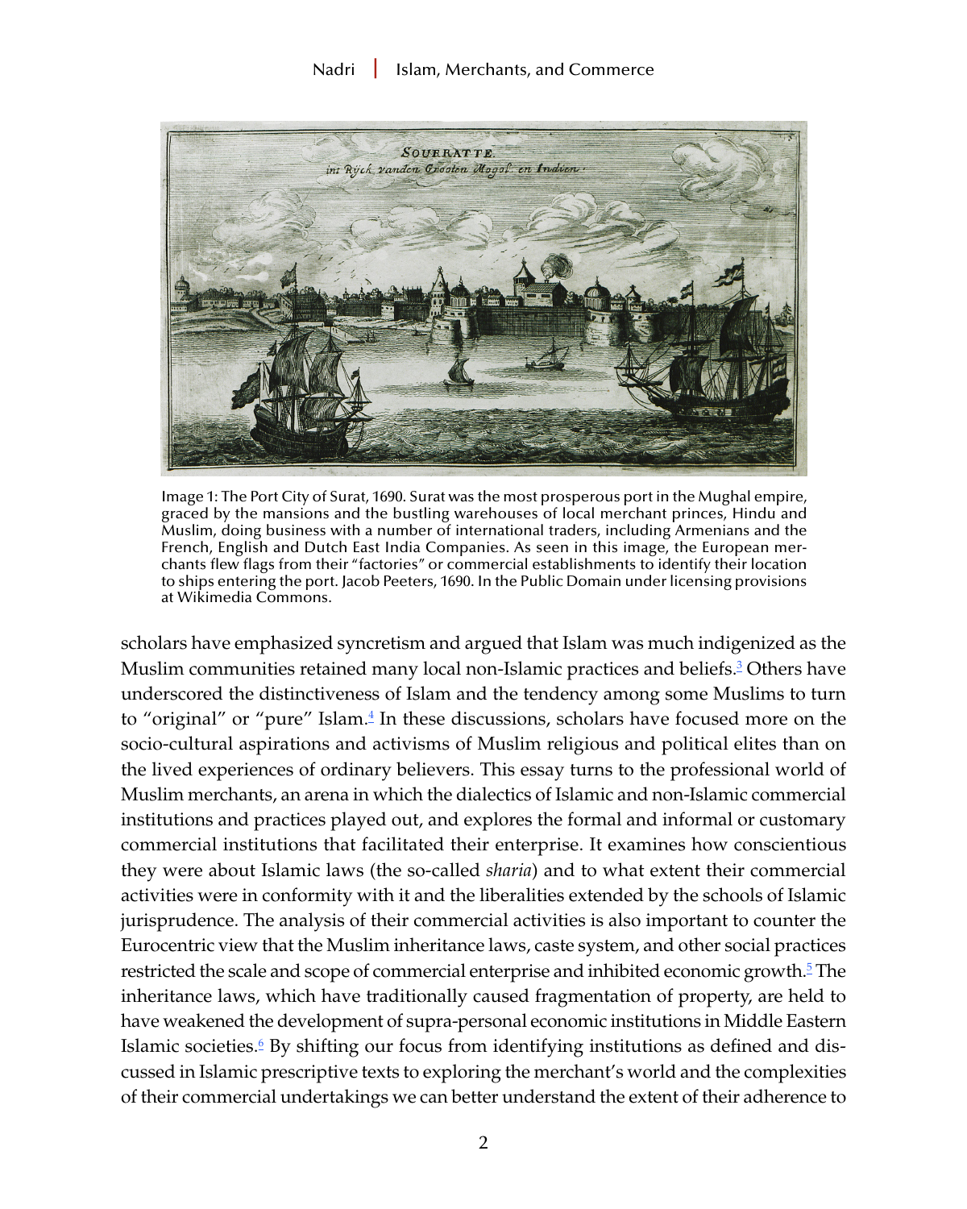Image 1: The Port City of Surat, 1690. Surat was the most prosperous port in the Mughal empire, graced by the mansions and the bustling warehouses of local merchant princes, Hindu and Muslim, doing business with a number of international traders, including Armenians and the French, English and Dutch East India Companies. As seen in this image, the European merchants flew flags from their "factories" or commercial establishments to identify their location to ships entering the port. Jacob Peeters, 1690. In the Public Domain under licensing provisions at Wikimedia Commons.

scholars have emphasized syncretism and argued that Islam was much indigenized as the Muslim communities retained many local non-Islamic practices and beliefs.[3] Others have underscored the distinctiveness of Islam and the tendency among some Muslims to turn to "original" or "pure" Islam.[4] In these discussions, scholars have focused more on the socio-cultural aspirations and activisms of Muslim religious and political elites than on the lived experiences of ordinary believers. This essay turns to the professional world of Muslim merchants, an arena in which the dialectics of Islamic and non-Islamic commercial institutions and practices played out, and explores the formal and informal or customary commercial institutions that facilitated their enterprise. It examines how conscientious they were about Islamic laws (the so-called *sharia*) and to what extent their commercial activities were in conformity with it and the liberalities extended by the schools of Islamic jurisprudence. The analysis of their commercial activities is also important to counter the Eurocentric view that the Muslim inheritance laws, caste system, and other social practices restricted the scale and scope of commercial enterprise and inhibited economic growth.[5] The inheritance laws, which have traditionally caused fragmentation of property, are held to have weakened the development of supra-personal economic institutions in Middle Eastern Islamic societies.[6] By shifting our focus from identifying institutions as defined and discussed in Islamic prescriptive texts to exploring the merchant's world and the complexities of their commercial undertakings we can better understand the extent of their adherence to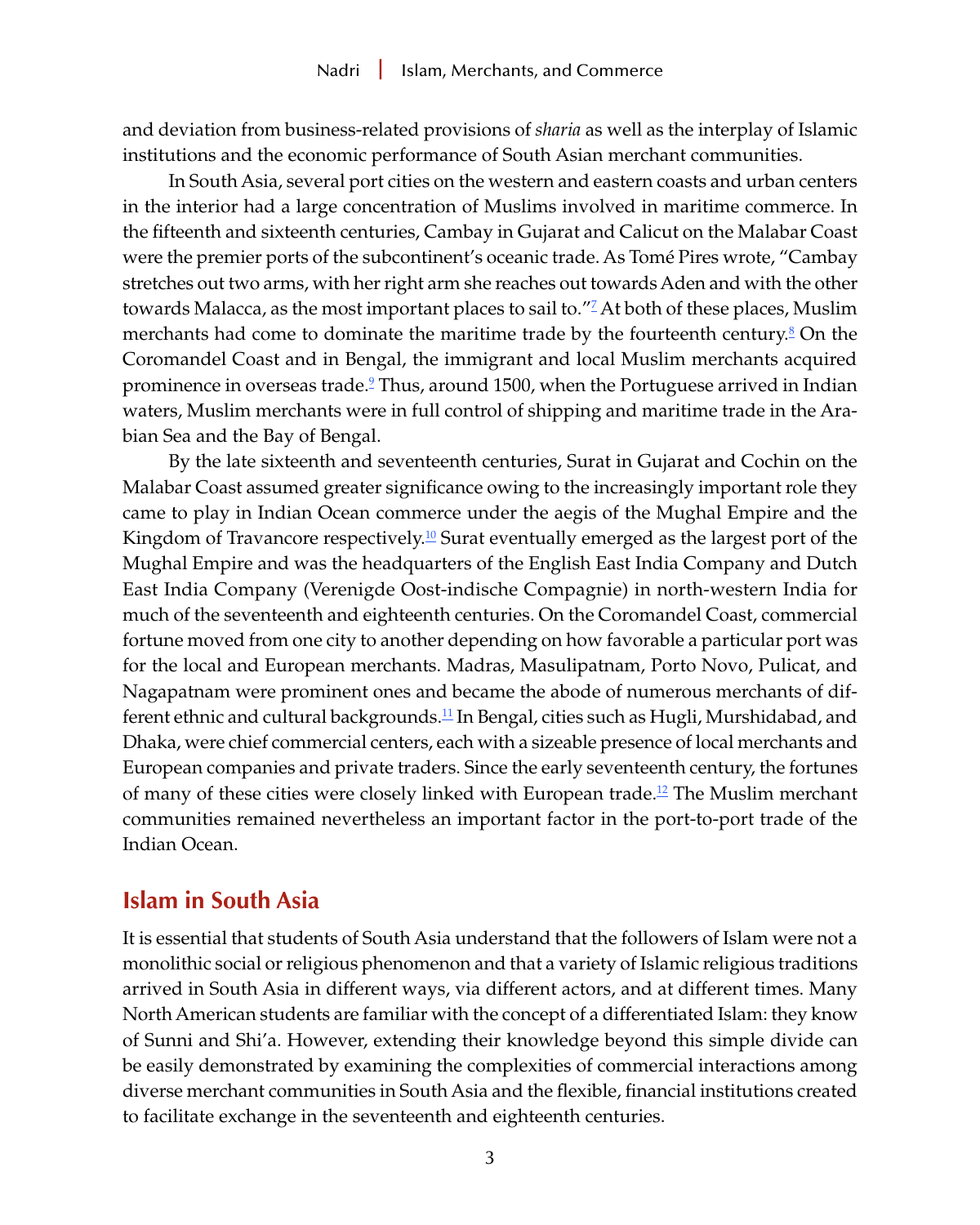and deviation from business-related provisions of *sharia* as well as the interplay of Islamic institutions and the economic performance of South Asian merchant communities.

In South Asia, several port cities on the western and eastern coasts and urban centers in the interior had a large concentration of Muslims involved in maritime commerce. In the fifteenth and sixteenth centuries, Cambay in Gujarat and Calicut on the Malabar Coast were the premier ports of the subcontinent's oceanic trade. As Tomé Pires wrote, "Cambay stretches out two arms, with her right arm she reaches out towards Aden and with the other towards Malacca, as the most important places to sail to."[7] At both of these places, Muslim merchants had come to dominate the maritime trade by the fourteenth century.[8] On the Coromandel Coast and in Bengal, the immigrant and local Muslim merchants acquired prominence in overseas trade.[9] Thus, around 1500, when the Portuguese arrived in Indian waters, Muslim merchants were in full control of shipping and maritime trade in the Arabian Sea and the Bay of Bengal.

By the late sixteenth and seventeenth centuries, Surat in Gujarat and Cochin on the Malabar Coast assumed greater significance owing to the increasingly important role they came to play in Indian Ocean commerce under the aegis of the Mughal Empire and the Kingdom of Travancore respectively.[10] Surat eventually emerged as the largest port of the Mughal Empire and was the headquarters of the English East India Company and Dutch East India Company (Verenigde Oost-indische Compagnie) in north-western India for much of the seventeenth and eighteenth centuries. On the Coromandel Coast, commercial fortune moved from one city to another depending on how favorable a particular port was for the local and European merchants. Madras, Masulipatnam, Porto Novo, Pulicat, and Nagapatnam were prominent ones and became the abode of numerous merchants of different ethnic and cultural backgrounds.[11] In Bengal, cities such as Hugli, Murshidabad, and Dhaka, were chief commercial centers, each with a sizeable presence of local merchants and European companies and private traders. Since the early seventeenth century, the fortunes of many of these cities were closely linked with European trade.[12] The Muslim merchant communities remained nevertheless an important factor in the port-to-port trade of the Indian Ocean.

## Islam in South Asia

It is essential that students of South Asia understand that the followers of Islam were not a monolithic social or religious phenomenon and that a variety of Islamic religious traditions arrived in South Asia in different ways, via different actors, and at different times. Many North American students are familiar with the concept of a differentiated Islam: they know of Sunni and Shi'a. However, extending their knowledge beyond this simple divide can be easily demonstrated by examining the complexities of commercial interactions among diverse merchant communities in South Asia and the flexible, financial institutions created to facilitate exchange in the seventeenth and eighteenth centuries.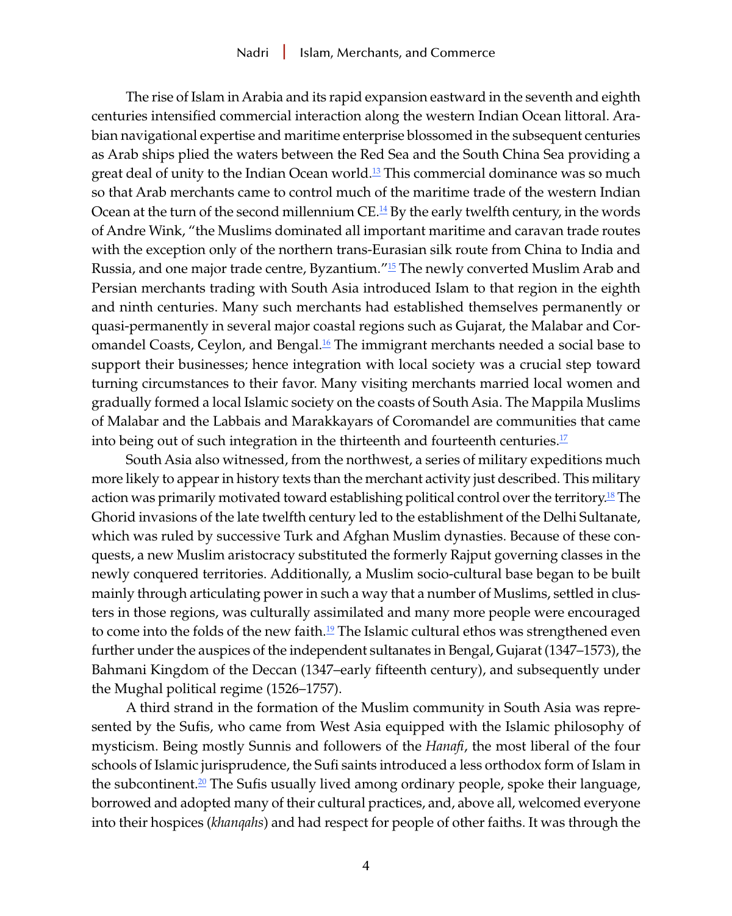The rise of Islam in Arabia and its rapid expansion eastward in the seventh and eighth centuries intensified commercial interaction along the western Indian Ocean littoral. Arabian navigational expertise and maritime enterprise blossomed in the subsequent centuries as Arab ships plied the waters between the Red Sea and the South China Sea providing a great deal of unity to the Indian Ocean world.[13] This commercial dominance was so much so that Arab merchants came to control much of the maritime trade of the western Indian Ocean at the turn of the second millennium CE.[14] By the early twelfth century, in the words of Andre Wink, "the Muslims dominated all important maritime and caravan trade routes with the exception only of the northern trans-Eurasian silk route from China to India and Russia, and one major trade centre, Byzantium."[15] The newly converted Muslim Arab and Persian merchants trading with South Asia introduced Islam to that region in the eighth and ninth centuries. Many such merchants had established themselves permanently or quasi-permanently in several major coastal regions such as Gujarat, the Malabar and Coromandel Coasts, Ceylon, and Bengal.[16] The immigrant merchants needed a social base to support their businesses; hence integration with local society was a crucial step toward turning circumstances to their favor. Many visiting merchants married local women and gradually formed a local Islamic society on the coasts of South Asia. The Mappila Muslims of Malabar and the Labbais and Marakkayars of Coromandel are communities that came into being out of such integration in the thirteenth and fourteenth centuries.[17]

South Asia also witnessed, from the northwest, a series of military expeditions much more likely to appear in history texts than the merchant activity just described. This military action was primarily motivated toward establishing political control over the territory.[18] The Ghorid invasions of the late twelfth century led to the establishment of the Delhi Sultanate, which was ruled by successive Turk and Afghan Muslim dynasties. Because of these conquests, a new Muslim aristocracy substituted the formerly Rajput governing classes in the newly conquered territories. Additionally, a Muslim socio-cultural base began to be built mainly through articulating power in such a way that a number of Muslims, settled in clusters in those regions, was culturally assimilated and many more people were encouraged to come into the folds of the new faith.[19] The Islamic cultural ethos was strengthened even further under the auspices of the independent sultanates in Bengal, Gujarat (1347–1573), the Bahmani Kingdom of the Deccan (1347–early fifteenth century), and subsequently under the Mughal political regime (1526–1757).

A third strand in the formation of the Muslim community in South Asia was represented by the Sufis, who came from West Asia equipped with the Islamic philosophy of mysticism. Being mostly Sunnis and followers of the *Hanafi*, the most liberal of the four schools of Islamic jurisprudence, the Sufi saints introduced a less orthodox form of Islam in the subcontinent.[20] The Sufis usually lived among ordinary people, spoke their language, borrowed and adopted many of their cultural practices, and, above all, welcomed everyone into their hospices (*khanqahs*) and had respect for people of other faiths. It was through the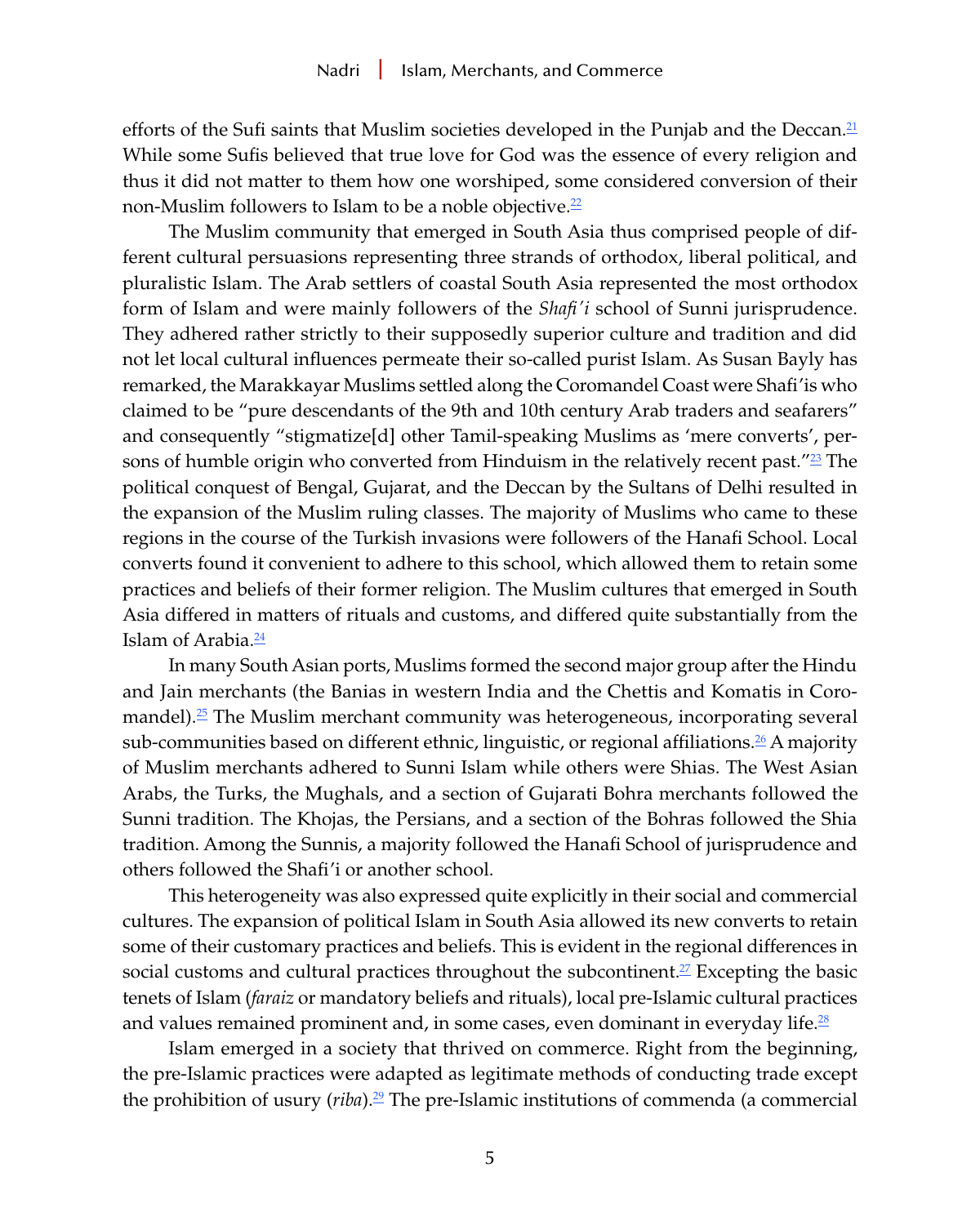efforts of the Sufi saints that Muslim societies developed in the Punjab and the Deccan.[21] While some Sufis believed that true love for God was the essence of every religion and thus it did not matter to them how one worshiped, some considered conversion of their non-Muslim followers to Islam to be a noble objective.[22]

The Muslim community that emerged in South Asia thus comprised people of different cultural persuasions representing three strands of orthodox, liberal political, and pluralistic Islam. The Arab settlers of coastal South Asia represented the most orthodox form of Islam and were mainly followers of the *Shafi'i* school of Sunni jurisprudence. They adhered rather strictly to their supposedly superior culture and tradition and did not let local cultural influences permeate their so-called purist Islam. As Susan Bayly has remarked, the Marakkayar Muslims settled along the Coromandel Coast were Shafi'is who claimed to be "pure descendants of the 9th and 10th century Arab traders and seafarers" and consequently "stigmatize[d] other Tamil-speaking Muslims as 'mere converts', persons of humble origin who converted from Hinduism in the relatively recent past."[23] The political conquest of Bengal, Gujarat, and the Deccan by the Sultans of Delhi resulted in the expansion of the Muslim ruling classes. The majority of Muslims who came to these regions in the course of the Turkish invasions were followers of the Hanafi School. Local converts found it convenient to adhere to this school, which allowed them to retain some practices and beliefs of their former religion. The Muslim cultures that emerged in South Asia differed in matters of rituals and customs, and differed quite substantially from the Islam of Arabia.[24]

In many South Asian ports, Muslims formed the second major group after the Hindu and Jain merchants (the Banias in western India and the Chettis and Komatis in Coromandel).[25] The Muslim merchant community was heterogeneous, incorporating several sub-communities based on different ethnic, linguistic, or regional affiliations.[26] A majority of Muslim merchants adhered to Sunni Islam while others were Shias. The West Asian Arabs, the Turks, the Mughals, and a section of Gujarati Bohra merchants followed the Sunni tradition. The Khojas, the Persians, and a section of the Bohras followed the Shia tradition. Among the Sunnis, a majority followed the Hanafi School of jurisprudence and others followed the Shafi'i or another school.

This heterogeneity was also expressed quite explicitly in their social and commercial cultures. The expansion of political Islam in South Asia allowed its new converts to retain some of their customary practices and beliefs. This is evident in the regional differences in social customs and cultural practices throughout the subcontinent.[27] Excepting the basic tenets of Islam (*faraiz* or mandatory beliefs and rituals), local pre-Islamic cultural practices and values remained prominent and, in some cases, even dominant in everyday life.[28]

Islam emerged in a society that thrived on commerce. Right from the beginning, the pre-Islamic practices were adapted as legitimate methods of conducting trade except the prohibition of usury (*riba*).[29] The pre-Islamic institutions of commenda (a commercial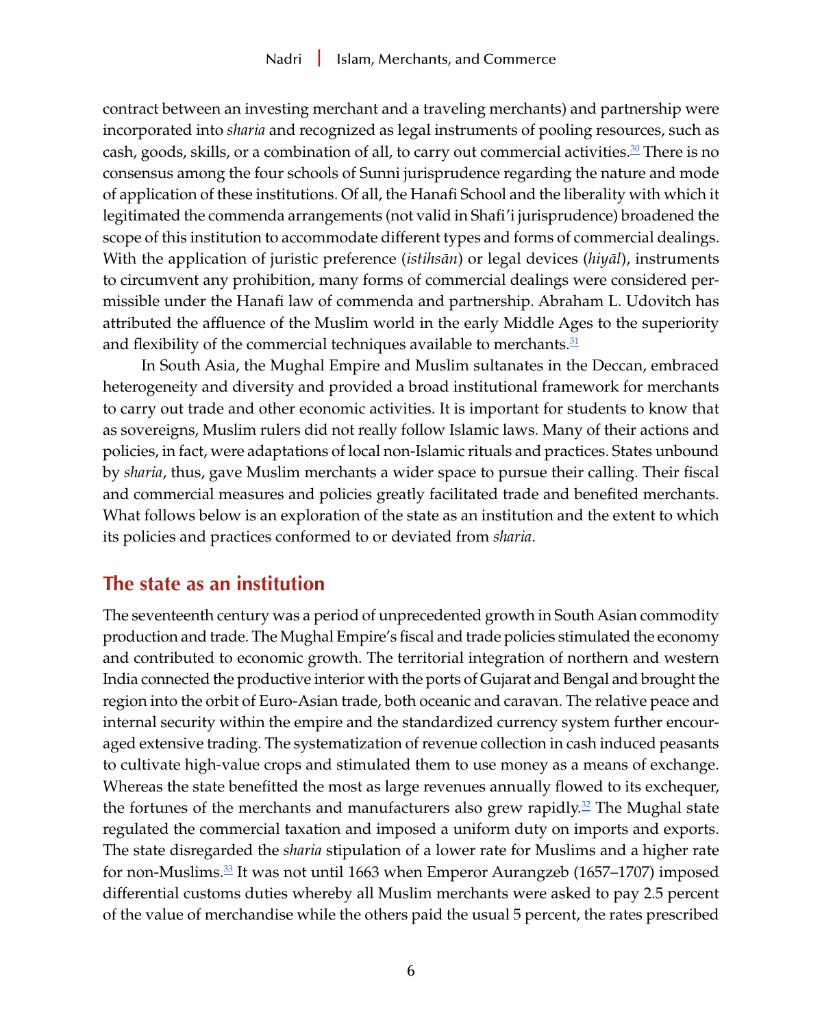contract between an investing merchant and a traveling merchants) and partnership were incorporated into *sharia* and recognized as legal instruments of pooling resources, such as cash, goods, skills, or a combination of all, to carry out commercial activities.[30] There is no consensus among the four schools of Sunni jurisprudence regarding the nature and mode of application of these institutions. Of all, the Hanafi School and the liberality with which it legitimated the commenda arrangements (not valid in Shafi'i jurisprudence) broadened the scope of this institution to accommodate different types and forms of commercial dealings. With the application of juristic preference (*istihsān*) or legal devices (*hiyāl*), instruments to circumvent any prohibition, many forms of commercial dealings were considered permissible under the Hanafi law of commenda and partnership. Abraham L. Udovitch has attributed the affluence of the Muslim world in the early Middle Ages to the superiority and flexibility of the commercial techniques available to merchants.[31]

In South Asia, the Mughal Empire and Muslim sultanates in the Deccan, embraced heterogeneity and diversity and provided a broad institutional framework for merchants to carry out trade and other economic activities. It is important for students to know that as sovereigns, Muslim rulers did not really follow Islamic laws. Many of their actions and policies, in fact, were adaptations of local non-Islamic rituals and practices. States unbound by *sharia*, thus, gave Muslim merchants a wider space to pursue their calling. Their fiscal and commercial measures and policies greatly facilitated trade and benefited merchants. What follows below is an exploration of the state as an institution and the extent to which its policies and practices conformed to or deviated from *sharia*.

## The state as an institution

The seventeenth century was a period of unprecedented growth in South Asian commodity production and trade. The Mughal Empire's fiscal and trade policies stimulated the economy and contributed to economic growth. The territorial integration of northern and western India connected the productive interior with the ports of Gujarat and Bengal and brought the region into the orbit of Euro-Asian trade, both oceanic and caravan. The relative peace and internal security within the empire and the standardized currency system further encouraged extensive trading. The systematization of revenue collection in cash induced peasants to cultivate high-value crops and stimulated them to use money as a means of exchange. Whereas the state benefitted the most as large revenues annually flowed to its exchequer, the fortunes of the merchants and manufacturers also grew rapidly.[32] The Mughal state regulated the commercial taxation and imposed a uniform duty on imports and exports. The state disregarded the *sharia* stipulation of a lower rate for Muslims and a higher rate for non-Muslims.[33] It was not until 1663 when Emperor Aurangzeb (1657–1707) imposed differential customs duties whereby all Muslim merchants were asked to pay 2.5 percent of the value of merchandise while the others paid the usual 5 percent, the rates prescribed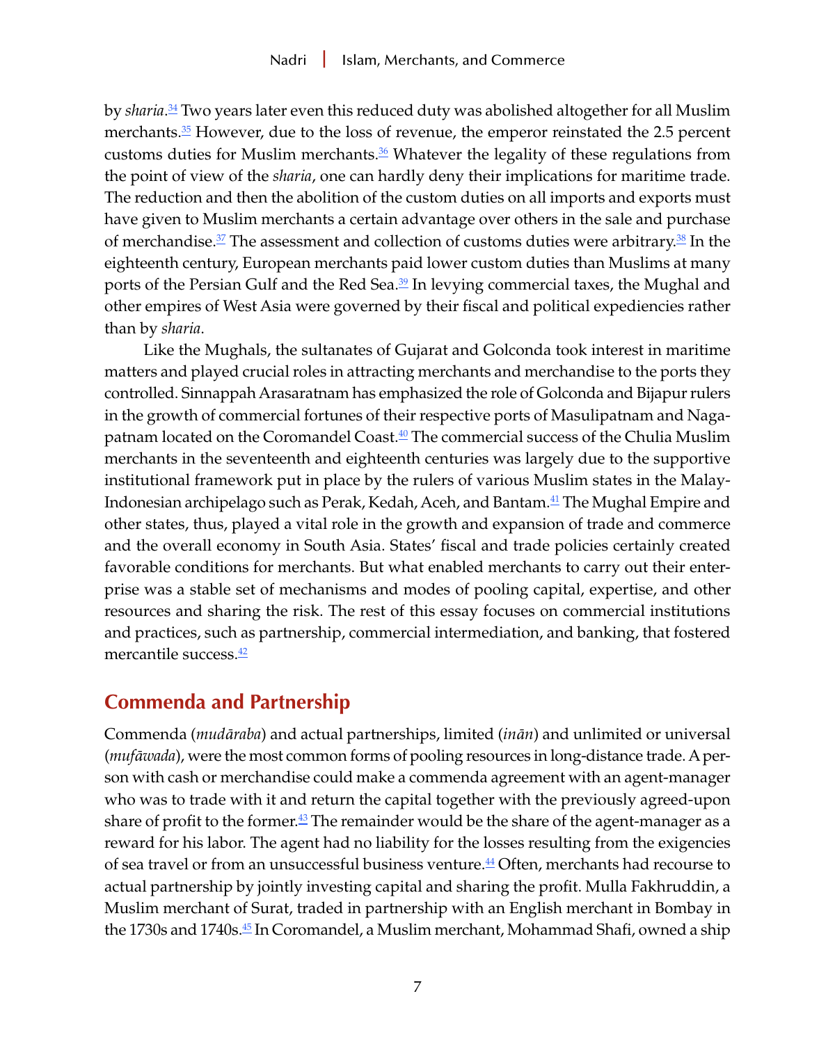by *sharia*.[34] Two years later even this reduced duty was abolished altogether for all Muslim merchants.[35] However, due to the loss of revenue, the emperor reinstated the 2.5 percent customs duties for Muslim merchants.[36] Whatever the legality of these regulations from the point of view of the *sharia*, one can hardly deny their implications for maritime trade. The reduction and then the abolition of the custom duties on all imports and exports must have given to Muslim merchants a certain advantage over others in the sale and purchase of merchandise.[37] The assessment and collection of customs duties were arbitrary.[38] In the eighteenth century, European merchants paid lower custom duties than Muslims at many ports of the Persian Gulf and the Red Sea.[39] In levying commercial taxes, the Mughal and other empires of West Asia were governed by their fiscal and political expediencies rather than by *sharia*.

Like the Mughals, the sultanates of Gujarat and Golconda took interest in maritime matters and played crucial roles in attracting merchants and merchandise to the ports they controlled. Sinnappah Arasaratnam has emphasized the role of Golconda and Bijapur rulers in the growth of commercial fortunes of their respective ports of Masulipatnam and Nagapatnam located on the Coromandel Coast.[40] The commercial success of the Chulia Muslim merchants in the seventeenth and eighteenth centuries was largely due to the supportive institutional framework put in place by the rulers of various Muslim states in the Malay-Indonesian archipelago such as Perak, Kedah, Aceh, and Bantam.[41] The Mughal Empire and other states, thus, played a vital role in the growth and expansion of trade and commerce and the overall economy in South Asia. States' fiscal and trade policies certainly created favorable conditions for merchants. But what enabled merchants to carry out their enterprise was a stable set of mechanisms and modes of pooling capital, expertise, and other resources and sharing the risk. The rest of this essay focuses on commercial institutions and practices, such as partnership, commercial intermediation, and banking, that fostered mercantile success.[42]

## Commenda and Partnership

Commenda (*mudāraba*) and actual partnerships, limited (*inān*) and unlimited or universal (*mufāwada*), were the most common forms of pooling resources in long-distance trade. A person with cash or merchandise could make a commenda agreement with an agent-manager who was to trade with it and return the capital together with the previously agreed-upon share of profit to the former.[43] The remainder would be the share of the agent-manager as a reward for his labor. The agent had no liability for the losses resulting from the exigencies of sea travel or from an unsuccessful business venture.[44] Often, merchants had recourse to actual partnership by jointly investing capital and sharing the profit. Mulla Fakhruddin, a Muslim merchant of Surat, traded in partnership with an English merchant in Bombay in the 1730s and 1740s.[45] In Coromandel, a Muslim merchant, Mohammad Shafi, owned a ship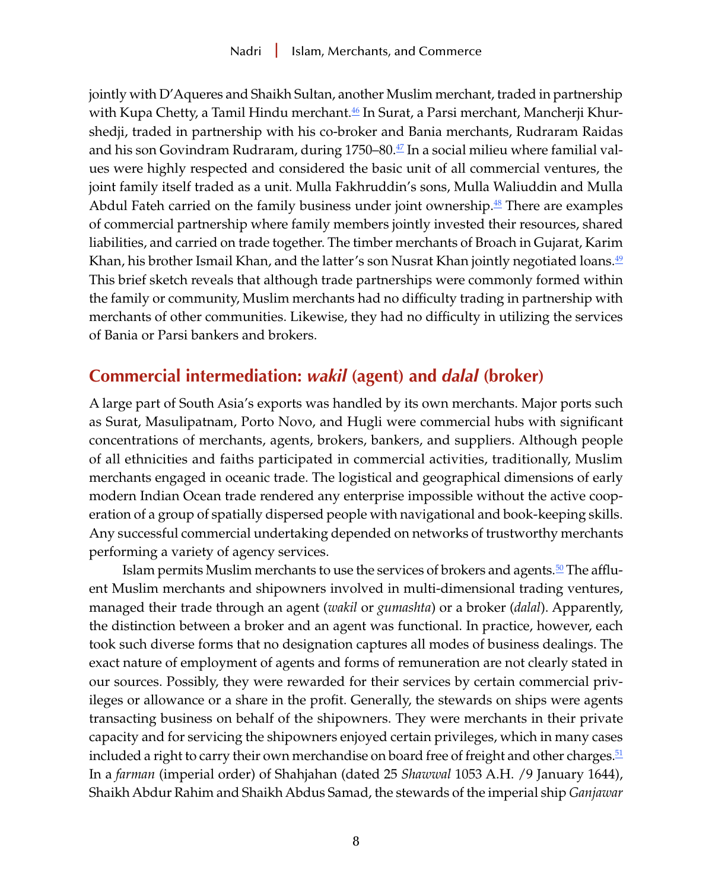jointly with D'Aqueres and Shaikh Sultan, another Muslim merchant, traded in partnership with Kupa Chetty, a Tamil Hindu merchant.[46] In Surat, a Parsi merchant, Mancherji Khurshedji, traded in partnership with his co-broker and Bania merchants, Rudraram Raidas and his son Govindram Rudraram, during 1750–80.[47] In a social milieu where familial values were highly respected and considered the basic unit of all commercial ventures, the joint family itself traded as a unit. Mulla Fakhruddin's sons, Mulla Waliuddin and Mulla Abdul Fateh carried on the family business under joint ownership.[48] There are examples of commercial partnership where family members jointly invested their resources, shared liabilities, and carried on trade together. The timber merchants of Broach in Gujarat, Karim Khan, his brother Ismail Khan, and the latter's son Nusrat Khan jointly negotiated loans.[49] This brief sketch reveals that although trade partnerships were commonly formed within the family or community, Muslim merchants had no difficulty trading in partnership with merchants of other communities. Likewise, they had no difficulty in utilizing the services of Bania or Parsi bankers and brokers.

## Commercial intermediation: *wakil* (agent) and *dalal* (broker)

A large part of South Asia's exports was handled by its own merchants. Major ports such as Surat, Masulipatnam, Porto Novo, and Hugli were commercial hubs with significant concentrations of merchants, agents, brokers, bankers, and suppliers. Although people of all ethnicities and faiths participated in commercial activities, traditionally, Muslim merchants engaged in oceanic trade. The logistical and geographical dimensions of early modern Indian Ocean trade rendered any enterprise impossible without the active cooperation of a group of spatially dispersed people with navigational and book-keeping skills. Any successful commercial undertaking depended on networks of trustworthy merchants performing a variety of agency services.

Islam permits Muslim merchants to use the services of brokers and agents.[50] The affluent Muslim merchants and shipowners involved in multi-dimensional trading ventures, managed their trade through an agent (*wakil* or *gumashta*) or a broker (*dalal*). Apparently, the distinction between a broker and an agent was functional. In practice, however, each took such diverse forms that no designation captures all modes of business dealings. The exact nature of employment of agents and forms of remuneration are not clearly stated in our sources. Possibly, they were rewarded for their services by certain commercial privileges or allowance or a share in the profit. Generally, the stewards on ships were agents transacting business on behalf of the shipowners. They were merchants in their private capacity and for servicing the shipowners enjoyed certain privileges, which in many cases included a right to carry their own merchandise on board free of freight and other charges.[51] In a *farman* (imperial order) of Shahjahan (dated 25 *Shawwal* 1053 A.H. /9 January 1644), Shaikh Abdur Rahim and Shaikh Abdus Samad, the stewards of the imperial ship *Ganjawar*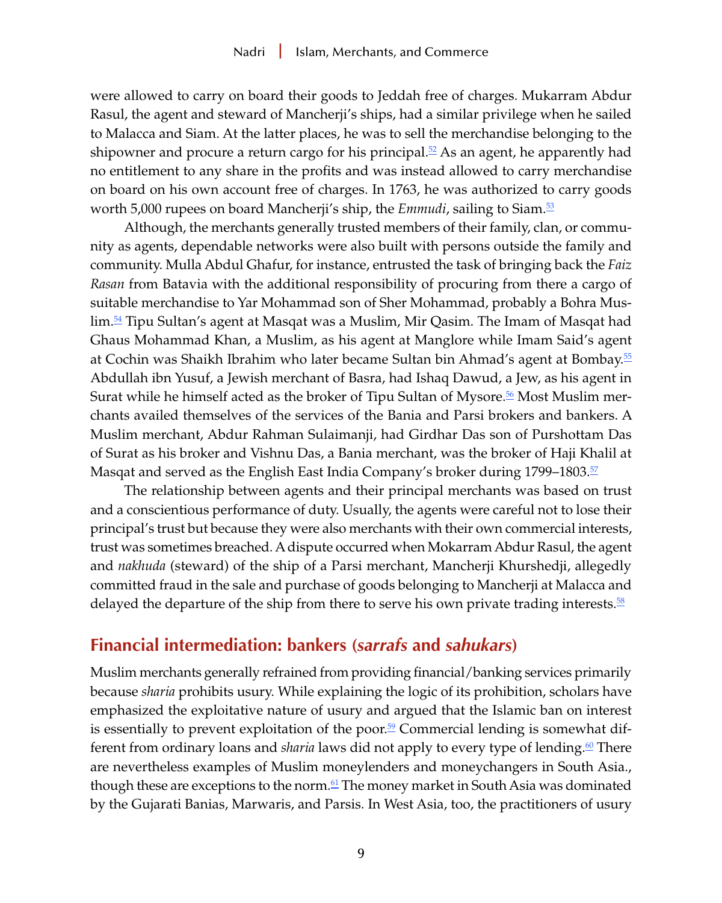were allowed to carry on board their goods to Jeddah free of charges. Mukarram Abdur Rasul, the agent and steward of Mancherji's ships, had a similar privilege when he sailed to Malacca and Siam. At the latter places, he was to sell the merchandise belonging to the shipowner and procure a return cargo for his principal.[52] As an agent, he apparently had no entitlement to any share in the profits and was instead allowed to carry merchandise on board on his own account free of charges. In 1763, he was authorized to carry goods worth 5,000 rupees on board Mancherji's ship, the *Emmudi*, sailing to Siam.[53]

Although, the merchants generally trusted members of their family, clan, or community as agents, dependable networks were also built with persons outside the family and community. Mulla Abdul Ghafur, for instance, entrusted the task of bringing back the *Faiz Rasan* from Batavia with the additional responsibility of procuring from there a cargo of suitable merchandise to Yar Mohammad son of Sher Mohammad, probably a Bohra Muslim.[54] Tipu Sultan's agent at Masqat was a Muslim, Mir Qasim. The Imam of Masqat had Ghaus Mohammad Khan, a Muslim, as his agent at Manglore while Imam Said's agent at Cochin was Shaikh Ibrahim who later became Sultan bin Ahmad's agent at Bombay.[55] Abdullah ibn Yusuf, a Jewish merchant of Basra, had Ishaq Dawud, a Jew, as his agent in Surat while he himself acted as the broker of Tipu Sultan of Mysore.[56] Most Muslim merchants availed themselves of the services of the Bania and Parsi brokers and bankers. A Muslim merchant, Abdur Rahman Sulaimanji, had Girdhar Das son of Purshottam Das of Surat as his broker and Vishnu Das, a Bania merchant, was the broker of Haji Khalil at Masqat and served as the English East India Company's broker during 1799–1803.[57]

The relationship between agents and their principal merchants was based on trust and a conscientious performance of duty. Usually, the agents were careful not to lose their principal's trust but because they were also merchants with their own commercial interests, trust was sometimes breached. A dispute occurred when Mokarram Abdur Rasul, the agent and *nakhuda* (steward) of the ship of a Parsi merchant, Mancherji Khurshedji, allegedly committed fraud in the sale and purchase of goods belonging to Mancherji at Malacca and delayed the departure of the ship from there to serve his own private trading interests.[58]

## Financial intermediation: bankers (*sarrafs* and *sahukars*)

Muslim merchants generally refrained from providing financial/banking services primarily because *sharia* prohibits usury. While explaining the logic of its prohibition, scholars have emphasized the exploitative nature of usury and argued that the Islamic ban on interest is essentially to prevent exploitation of the poor.[59] Commercial lending is somewhat different from ordinary loans and *sharia* laws did not apply to every type of lending.[60] There are nevertheless examples of Muslim moneylenders and moneychangers in South Asia., though these are exceptions to the norm.[61] The money market in South Asia was dominated by the Gujarati Banias, Marwaris, and Parsis. In West Asia, too, the practitioners of usury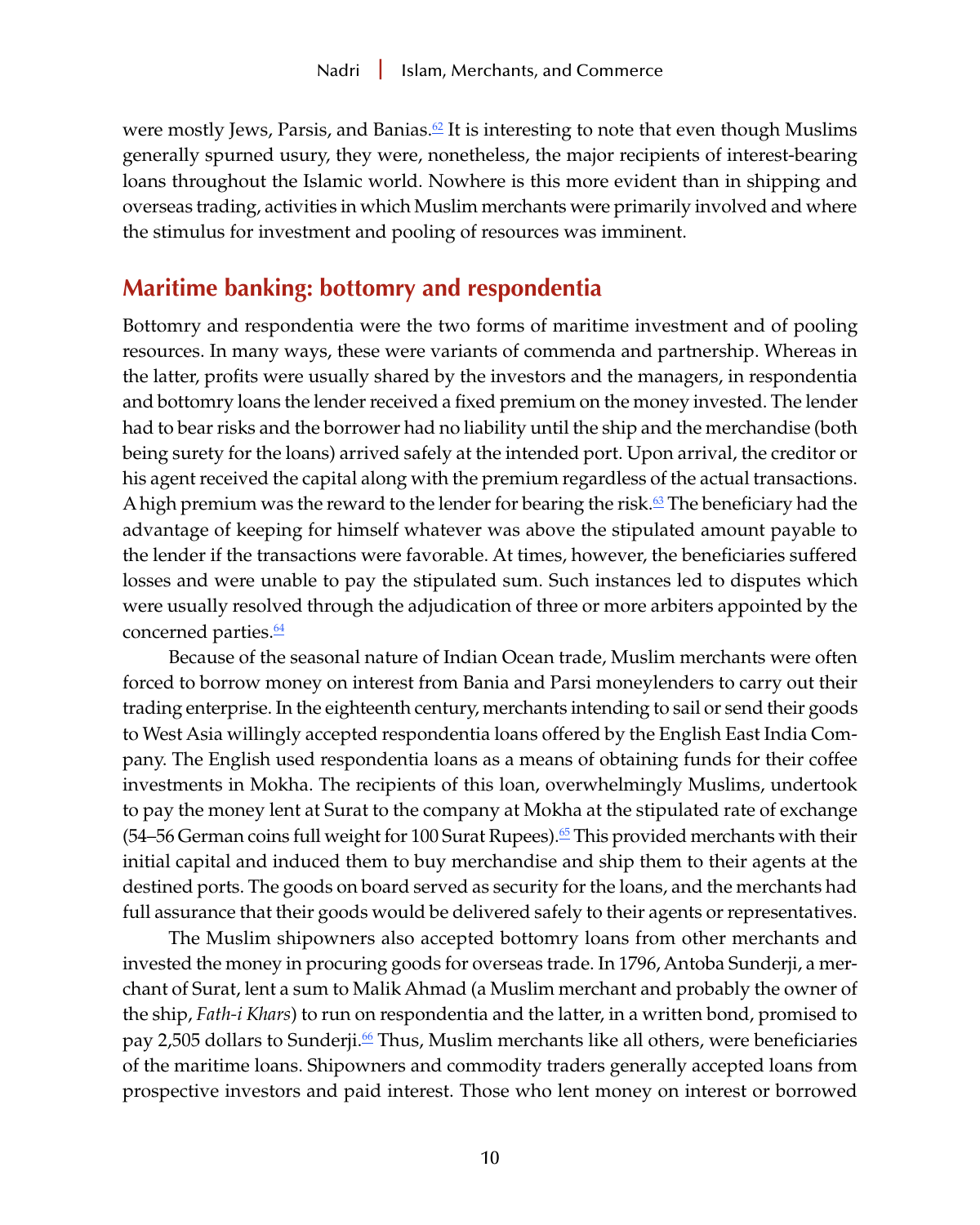were mostly Jews, Parsis, and Banias.[62] It is interesting to note that even though Muslims generally spurned usury, they were, nonetheless, the major recipients of interest-bearing loans throughout the Islamic world. Nowhere is this more evident than in shipping and overseas trading, activities in which Muslim merchants were primarily involved and where the stimulus for investment and pooling of resources was imminent.

## Maritime banking: bottomry and respondentia

Bottomry and respondentia were the two forms of maritime investment and of pooling resources. In many ways, these were variants of commenda and partnership. Whereas in the latter, profits were usually shared by the investors and the managers, in respondentia and bottomry loans the lender received a fixed premium on the money invested. The lender had to bear risks and the borrower had no liability until the ship and the merchandise (both being surety for the loans) arrived safely at the intended port. Upon arrival, the creditor or his agent received the capital along with the premium regardless of the actual transactions. A high premium was the reward to the lender for bearing the risk.[63] The beneficiary had the advantage of keeping for himself whatever was above the stipulated amount payable to the lender if the transactions were favorable. At times, however, the beneficiaries suffered losses and were unable to pay the stipulated sum. Such instances led to disputes which were usually resolved through the adjudication of three or more arbiters appointed by the concerned parties.[64]

Because of the seasonal nature of Indian Ocean trade, Muslim merchants were often forced to borrow money on interest from Bania and Parsi moneylenders to carry out their trading enterprise. In the eighteenth century, merchants intending to sail or send their goods to West Asia willingly accepted respondentia loans offered by the English East India Company. The English used respondentia loans as a means of obtaining funds for their coffee investments in Mokha. The recipients of this loan, overwhelmingly Muslims, undertook to pay the money lent at Surat to the company at Mokha at the stipulated rate of exchange (54–56 German coins full weight for 100 Surat Rupees).[65] This provided merchants with their initial capital and induced them to buy merchandise and ship them to their agents at the destined ports. The goods on board served as security for the loans, and the merchants had full assurance that their goods would be delivered safely to their agents or representatives.

The Muslim shipowners also accepted bottomry loans from other merchants and invested the money in procuring goods for overseas trade. In 1796, Antoba Sunderji, a merchant of Surat, lent a sum to Malik Ahmad (a Muslim merchant and probably the owner of the ship, *Fath-i Khars*) to run on respondentia and the latter, in a written bond, promised to pay 2,505 dollars to Sunderji.[66] Thus, Muslim merchants like all others, were beneficiaries of the maritime loans. Shipowners and commodity traders generally accepted loans from prospective investors and paid interest. Those who lent money on interest or borrowed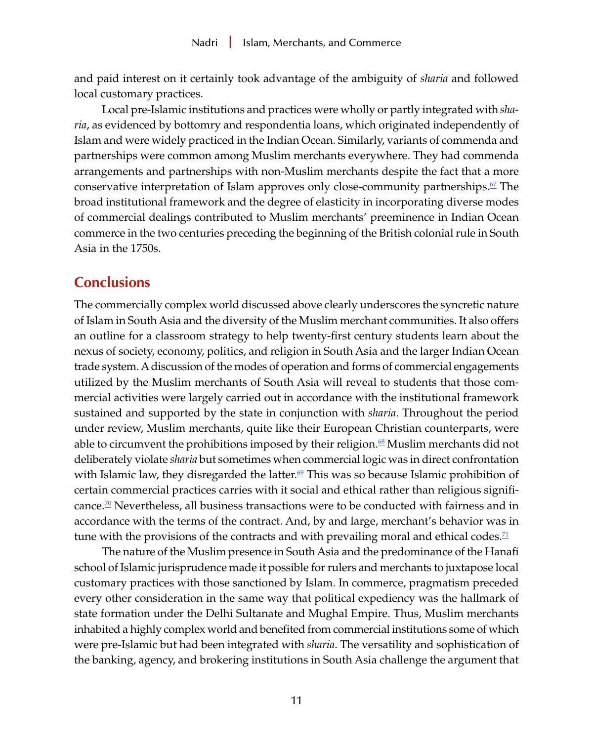and paid interest on it certainly took advantage of the ambiguity of *sharia* and followed local customary practices.

Local pre-Islamic institutions and practices were wholly or partly integrated with *sharia*, as evidenced by bottomry and respondentia loans, which originated independently of Islam and were widely practiced in the Indian Ocean. Similarly, variants of commenda and partnerships were common among Muslim merchants everywhere. They had commenda arrangements and partnerships with non-Muslim merchants despite the fact that a more conservative interpretation of Islam approves only close-community partnerships.[67] The broad institutional framework and the degree of elasticity in incorporating diverse modes of commercial dealings contributed to Muslim merchants' preeminence in Indian Ocean commerce in the two centuries preceding the beginning of the British colonial rule in South Asia in the 1750s.

## Conclusions

The commercially complex world discussed above clearly underscores the syncretic nature of Islam in South Asia and the diversity of the Muslim merchant communities. It also offers an outline for a classroom strategy to help twenty-first century students learn about the nexus of society, economy, politics, and religion in South Asia and the larger Indian Ocean trade system. A discussion of the modes of operation and forms of commercial engagements utilized by the Muslim merchants of South Asia will reveal to students that those commercial activities were largely carried out in accordance with the institutional framework sustained and supported by the state in conjunction with *sharia*. Throughout the period under review, Muslim merchants, quite like their European Christian counterparts, were able to circumvent the prohibitions imposed by their religion.[68] Muslim merchants did not deliberately violate *sharia* but sometimes when commercial logic was in direct confrontation with Islamic law, they disregarded the latter.[69] This was so because Islamic prohibition of certain commercial practices carries with it social and ethical rather than religious significance.[70] Nevertheless, all business transactions were to be conducted with fairness and in accordance with the terms of the contract. And, by and large, merchant's behavior was in tune with the provisions of the contracts and with prevailing moral and ethical codes.[71]

The nature of the Muslim presence in South Asia and the predominance of the Hanafi school of Islamic jurisprudence made it possible for rulers and merchants to juxtapose local customary practices with those sanctioned by Islam. In commerce, pragmatism preceded every other consideration in the same way that political expediency was the hallmark of state formation under the Delhi Sultanate and Mughal Empire. Thus, Muslim merchants inhabited a highly complex world and benefited from commercial institutions some of which were pre-Islamic but had been integrated with *sharia*. The versatility and sophistication of the banking, agency, and brokering institutions in South Asia challenge the argument that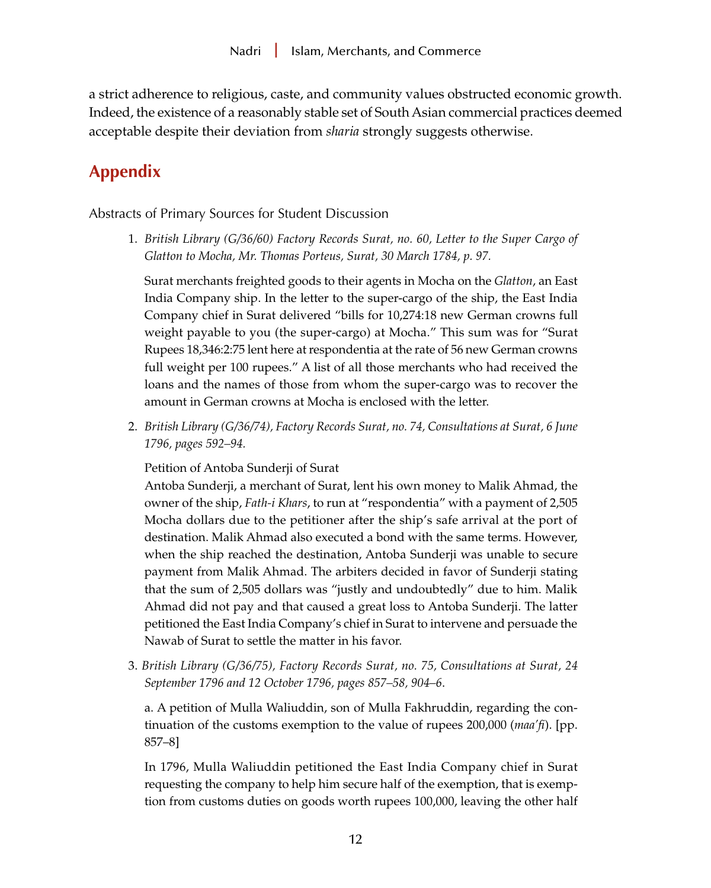a strict adherence to religious, caste, and community values obstructed economic growth. Indeed, the existence of a reasonably stable set of South Asian commercial practices deemed acceptable despite their deviation from *sharia* strongly suggests otherwise.

## Appendix

Abstracts of Primary Sources for Student Discussion

1. *British Library (G/36/60) Factory Records Surat, no. 60, Letter to the Super Cargo of Glatton to Mocha, Mr. Thomas Porteus, Surat, 30 March 1784, p. 97.*

   Surat merchants freighted goods to their agents in Mocha on the *Glatton*, an East India Company ship. In the letter to the super-cargo of the ship, the East India Company chief in Surat delivered "bills for 10,274:18 new German crowns full weight payable to you (the super-cargo) at Mocha." This sum was for "Surat Rupees 18,346:2:75 lent here at respondentia at the rate of 56 new German crowns full weight per 100 rupees." A list of all those merchants who had received the loans and the names of those from whom the super-cargo was to recover the amount in German crowns at Mocha is enclosed with the letter.

2. *British Library (G/36/74), Factory Records Surat, no. 74, Consultations at Surat, 6 June 1796, pages 592–94.*

   Petition of Antoba Sunderji of Surat
   Antoba Sunderji, a merchant of Surat, lent his own money to Malik Ahmad, the owner of the ship, *Fath-i Khars*, to run at "respondentia" with a payment of 2,505 Mocha dollars due to the petitioner after the ship's safe arrival at the port of destination. Malik Ahmad also executed a bond with the same terms. However, when the ship reached the destination, Antoba Sunderji was unable to secure payment from Malik Ahmad. The arbiters decided in favor of Sunderji stating that the sum of 2,505 dollars was "justly and undoubtedly" due to him. Malik Ahmad did not pay and that caused a great loss to Antoba Sunderji. The latter petitioned the East India Company's chief in Surat to intervene and persuade the Nawab of Surat to settle the matter in his favor.

3. *British Library (G/36/75), Factory Records Surat, no. 75, Consultations at Surat, 24 September 1796 and 12 October 1796, pages 857–58, 904–6*.

   a. A petition of Mulla Waliuddin, son of Mulla Fakhruddin, regarding the continuation of the customs exemption to the value of rupees 200,000 (*maa'fi*). [pp. 857–8]

   In 1796, Mulla Waliuddin petitioned the East India Company chief in Surat requesting the company to help him secure half of the exemption, that is exemption from customs duties on goods worth rupees 100,000, leaving the other half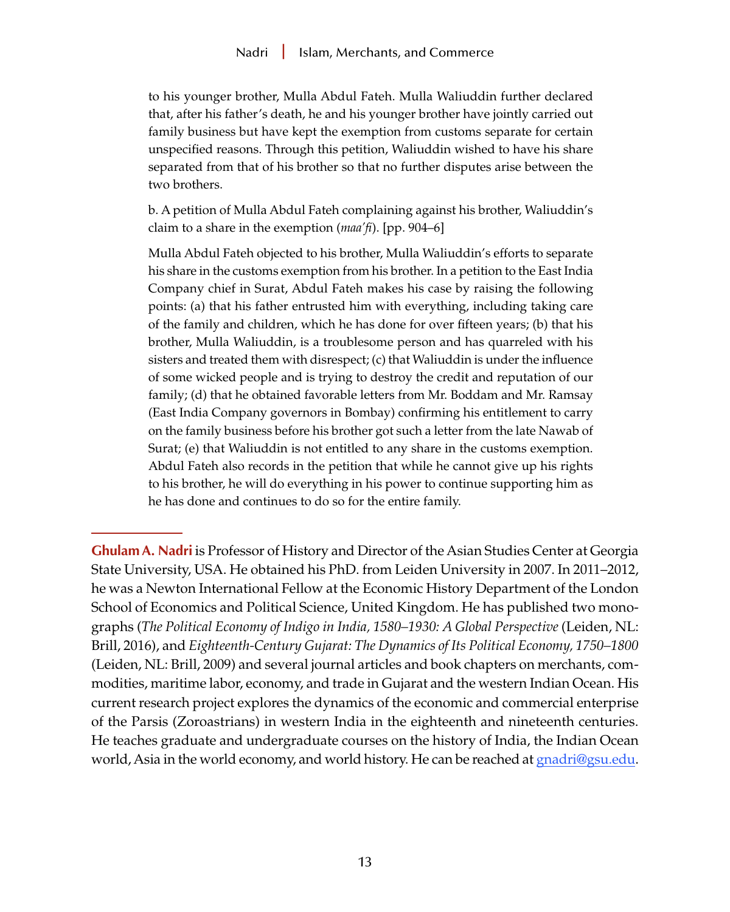to his younger brother, Mulla Abdul Fateh. Mulla Waliuddin further declared that, after his father's death, he and his younger brother have jointly carried out family business but have kept the exemption from customs separate for certain unspecified reasons. Through this petition, Waliuddin wished to have his share separated from that of his brother so that no further disputes arise between the two brothers.

b. A petition of Mulla Abdul Fateh complaining against his brother, Waliuddin's claim to a share in the exemption (*maa'fi*). [pp. 904–6]

Mulla Abdul Fateh objected to his brother, Mulla Waliuddin's efforts to separate his share in the customs exemption from his brother. In a petition to the East India Company chief in Surat, Abdul Fateh makes his case by raising the following points: (a) that his father entrusted him with everything, including taking care of the family and children, which he has done for over fifteen years; (b) that his brother, Mulla Waliuddin, is a troublesome person and has quarreled with his sisters and treated them with disrespect; (c) that Waliuddin is under the influence of some wicked people and is trying to destroy the credit and reputation of our family; (d) that he obtained favorable letters from Mr. Boddam and Mr. Ramsay (East India Company governors in Bombay) confirming his entitlement to carry on the family business before his brother got such a letter from the late Nawab of Surat; (e) that Waliuddin is not entitled to any share in the customs exemption. Abdul Fateh also records in the petition that while he cannot give up his rights to his brother, he will do everything in his power to continue supporting him as he has done and continues to do so for the entire family.

---

**Ghulam A. Nadri** is Professor of History and Director of the Asian Studies Center at Georgia State University, USA. He obtained his PhD. from Leiden University in 2007. In 2011–2012, he was a Newton International Fellow at the Economic History Department of the London School of Economics and Political Science, United Kingdom. He has published two monographs (*The Political Economy of Indigo in India, 1580–1930: A Global Perspective* (Leiden, NL: Brill, 2016), and *Eighteenth-Century Gujarat: The Dynamics of Its Political Economy, 1750–1800* (Leiden, NL: Brill, 2009) and several journal articles and book chapters on merchants, commodities, maritime labor, economy, and trade in Gujarat and the western Indian Ocean. His current research project explores the dynamics of the economic and commercial enterprise of the Parsis (Zoroastrians) in western India in the eighteenth and nineteenth centuries. He teaches graduate and undergraduate courses on the history of India, the Indian Ocean world, Asia in the world economy, and world history. He can be reached at gnadri@gsu.edu.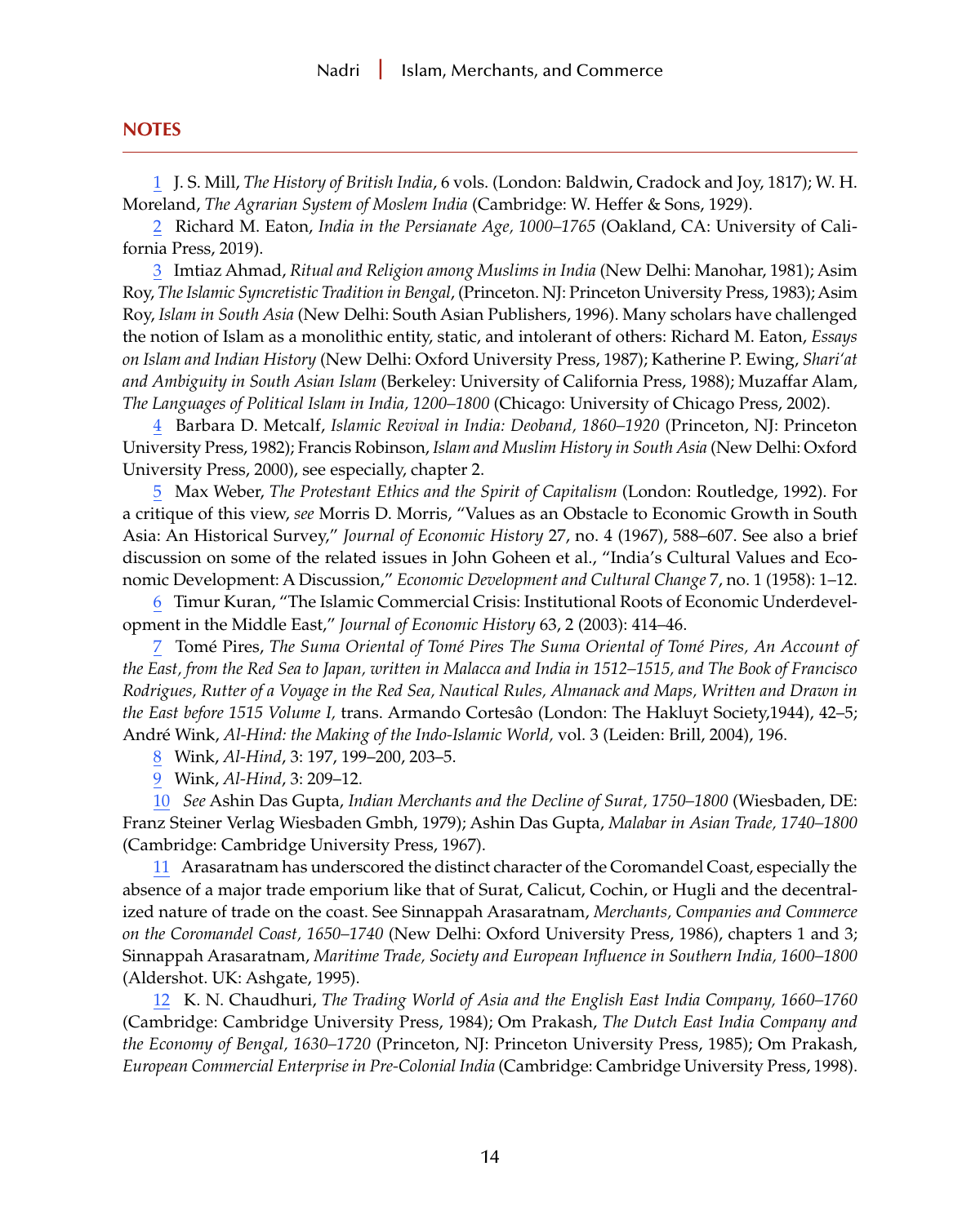## NOTES

1 J. S. Mill, *The History of British India*, 6 vols. (London: Baldwin, Cradock and Joy, 1817); W. H. Moreland, *The Agrarian System of Moslem India* (Cambridge: W. Heffer & Sons, 1929).

2 Richard M. Eaton, *India in the Persianate Age, 1000–1765* (Oakland, CA: University of California Press, 2019).

3 Imtiaz Ahmad, *Ritual and Religion among Muslims in India* (New Delhi: Manohar, 1981); Asim Roy, *The Islamic Syncretistic Tradition in Bengal*, (Princeton. NJ: Princeton University Press, 1983); Asim Roy, *Islam in South Asia* (New Delhi: South Asian Publishers, 1996). Many scholars have challenged the notion of Islam as a monolithic entity, static, and intolerant of others: Richard M. Eaton, *Essays on Islam and Indian History* (New Delhi: Oxford University Press, 1987); Katherine P. Ewing, *Shari'at and Ambiguity in South Asian Islam* (Berkeley: University of California Press, 1988); Muzaffar Alam, *The Languages of Political Islam in India, 1200–1800* (Chicago: University of Chicago Press, 2002).

4 Barbara D. Metcalf, *Islamic Revival in India: Deoband, 1860–1920* (Princeton, NJ: Princeton University Press, 1982); Francis Robinson, *Islam and Muslim History in South Asia* (New Delhi: Oxford University Press, 2000), see especially, chapter 2.

5 Max Weber, *The Protestant Ethics and the Spirit of Capitalism* (London: Routledge, 1992). For a critique of this view, *see* Morris D. Morris, "Values as an Obstacle to Economic Growth in South Asia: An Historical Survey," *Journal of Economic History* 27, no. 4 (1967), 588–607. See also a brief discussion on some of the related issues in John Goheen et al., "India's Cultural Values and Economic Development: A Discussion," *Economic Development and Cultural Change* 7, no. 1 (1958): 1–12.

6 Timur Kuran, "The Islamic Commercial Crisis: Institutional Roots of Economic Underdevelopment in the Middle East," *Journal of Economic History* 63, 2 (2003): 414–46.

7 Tomé Pires, *The Suma Oriental of Tomé Pires The Suma Oriental of Tomé Pires, An Account of the East, from the Red Sea to Japan, written in Malacca and India in 1512–1515, and The Book of Francisco Rodrigues, Rutter of a Voyage in the Red Sea, Nautical Rules, Almanack and Maps, Written and Drawn in the East before 1515 Volume I,* trans. Armando Cortesâo (London: The Hakluyt Society,1944), 42–5; André Wink, *Al-Hind: the Making of the Indo-Islamic World,* vol. 3 (Leiden: Brill, 2004), 196.

8 Wink, *Al-Hind*, 3: 197, 199–200, 203–5.

9 Wink, *Al-Hind*, 3: 209–12.

10 *See* Ashin Das Gupta, *Indian Merchants and the Decline of Surat, 1750–1800* (Wiesbaden, DE: Franz Steiner Verlag Wiesbaden Gmbh, 1979); Ashin Das Gupta, *Malabar in Asian Trade, 1740–1800* (Cambridge: Cambridge University Press, 1967).

11 Arasaratnam has underscored the distinct character of the Coromandel Coast, especially the absence of a major trade emporium like that of Surat, Calicut, Cochin, or Hugli and the decentralized nature of trade on the coast. See Sinnappah Arasaratnam, *Merchants, Companies and Commerce on the Coromandel Coast, 1650–1740* (New Delhi: Oxford University Press, 1986), chapters 1 and 3; Sinnappah Arasaratnam, *Maritime Trade, Society and European Influence in Southern India, 1600–1800* (Aldershot. UK: Ashgate, 1995).

12 K. N. Chaudhuri, *The Trading World of Asia and the English East India Company, 1660–1760* (Cambridge: Cambridge University Press, 1984); Om Prakash, *The Dutch East India Company and the Economy of Bengal, 1630–1720* (Princeton, NJ: Princeton University Press, 1985); Om Prakash, *European Commercial Enterprise in Pre-Colonial India* (Cambridge: Cambridge University Press, 1998).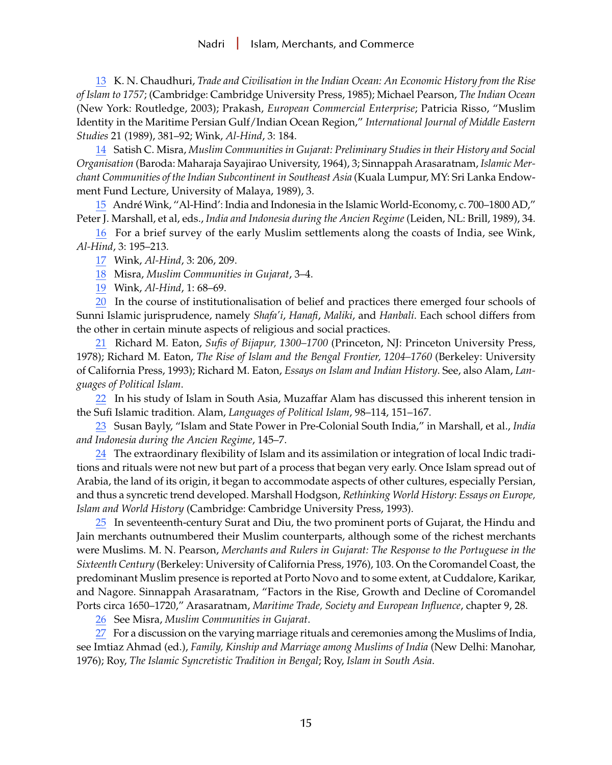13 K. N. Chaudhuri, *Trade and Civilisation in the Indian Ocean: An Economic History from the Rise of Islam to 1757*; (Cambridge: Cambridge University Press, 1985); Michael Pearson, *The Indian Ocean* (New York: Routledge, 2003); Prakash, *European Commercial Enterprise*; Patricia Risso, "Muslim Identity in the Maritime Persian Gulf/Indian Ocean Region," *International Journal of Middle Eastern Studies* 21 (1989), 381–92; Wink, *Al-Hind*, 3: 184.

14 Satish C. Misra, *Muslim Communities in Gujarat: Preliminary Studies in their History and Social Organisation* (Baroda: Maharaja Sayajirao University, 1964), 3; Sinnappah Arasaratnam, *Islamic Merchant Communities of the Indian Subcontinent in Southeast Asia* (Kuala Lumpur, MY: Sri Lanka Endowment Fund Lecture, University of Malaya, 1989), 3.

15 André Wink, "Al-Hind': India and Indonesia in the Islamic World-Economy, c. 700–1800 AD," Peter J. Marshall, et al, eds., *India and Indonesia during the Ancien Regime* (Leiden, NL: Brill, 1989), 34.

16 For a brief survey of the early Muslim settlements along the coasts of India, see Wink, *Al-Hind*, 3: 195–213.

17 Wink, *Al-Hind*, 3: 206, 209.

18 Misra, *Muslim Communities in Gujarat*, 3–4.

19 Wink, *Al-Hind*, 1: 68–69.

20 In the course of institutionalisation of belief and practices there emerged four schools of Sunni Islamic jurisprudence, namely *Shafa'i*, *Hanafi*, *Maliki*, and *Hanbali*. Each school differs from the other in certain minute aspects of religious and social practices.

21 Richard M. Eaton, *Sufis of Bijapur, 1300–1700* (Princeton, NJ: Princeton University Press, 1978); Richard M. Eaton, *The Rise of Islam and the Bengal Frontier, 1204–1760* (Berkeley: University of California Press, 1993); Richard M. Eaton, *Essays on Islam and Indian History*. See, also Alam, *Languages of Political Islam*.

22 In his study of Islam in South Asia, Muzaffar Alam has discussed this inherent tension in the Sufi Islamic tradition. Alam, *Languages of Political Islam*, 98–114, 151–167.

23 Susan Bayly, "Islam and State Power in Pre-Colonial South India," in Marshall, et al., *India and Indonesia during the Ancien Regime*, 145–7.

24 The extraordinary flexibility of Islam and its assimilation or integration of local Indic traditions and rituals were not new but part of a process that began very early. Once Islam spread out of Arabia, the land of its origin, it began to accommodate aspects of other cultures, especially Persian, and thus a syncretic trend developed. Marshall Hodgson, *Rethinking World History*: *Essays on Europe, Islam and World History* (Cambridge: Cambridge University Press, 1993).

25 In seventeenth-century Surat and Diu, the two prominent ports of Gujarat, the Hindu and Jain merchants outnumbered their Muslim counterparts, although some of the richest merchants were Muslims. M. N. Pearson, *Merchants and Rulers in Gujarat: The Response to the Portuguese in the Sixteenth Century* (Berkeley: University of California Press, 1976), 103. On the Coromandel Coast, the predominant Muslim presence is reported at Porto Novo and to some extent, at Cuddalore, Karikar, and Nagore. Sinnappah Arasaratnam, "Factors in the Rise, Growth and Decline of Coromandel Ports circa 1650–1720," Arasaratnam, *Maritime Trade, Society and European Influence*, chapter 9, 28.

26 See Misra, *Muslim Communities in Gujarat*.

27 For a discussion on the varying marriage rituals and ceremonies among the Muslims of India, see Imtiaz Ahmad (ed.), *Family, Kinship and Marriage among Muslims of India* (New Delhi: Manohar, 1976); Roy, *The Islamic Syncretistic Tradition in Bengal*; Roy, *Islam in South Asia*.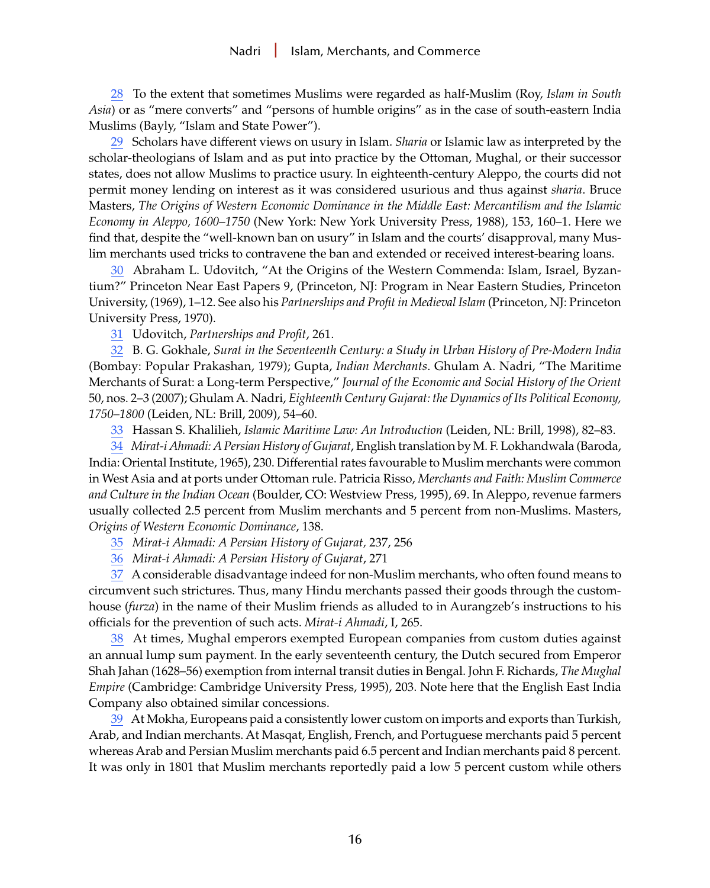28 To the extent that sometimes Muslims were regarded as half-Muslim (Roy, *Islam in South Asia*) or as "mere converts" and "persons of humble origins" as in the case of south-eastern India Muslims (Bayly, "Islam and State Power").

29 Scholars have different views on usury in Islam. *Sharia* or Islamic law as interpreted by the scholar-theologians of Islam and as put into practice by the Ottoman, Mughal, or their successor states, does not allow Muslims to practice usury. In eighteenth-century Aleppo, the courts did not permit money lending on interest as it was considered usurious and thus against *sharia*. Bruce Masters, *The Origins of Western Economic Dominance in the Middle East: Mercantilism and the Islamic Economy in Aleppo, 1600–1750* (New York: New York University Press, 1988), 153, 160–1. Here we find that, despite the "well-known ban on usury" in Islam and the courts' disapproval, many Muslim merchants used tricks to contravene the ban and extended or received interest-bearing loans.

30 Abraham L. Udovitch, "At the Origins of the Western Commenda: Islam, Israel, Byzantium?" Princeton Near East Papers 9, (Princeton, NJ: Program in Near Eastern Studies, Princeton University, (1969), 1–12. See also his *Partnerships and Profit in Medieval Islam* (Princeton, NJ: Princeton University Press, 1970).

31 Udovitch, *Partnerships and Profit*, 261.

32 B. G. Gokhale, *Surat in the Seventeenth Century: a Study in Urban History of Pre-Modern India* (Bombay: Popular Prakashan, 1979); Gupta, *Indian Merchants*. Ghulam A. Nadri, "The Maritime Merchants of Surat: a Long-term Perspective," *Journal of the Economic and Social History of the Orient* 50, nos. 2–3 (2007); Ghulam A. Nadri, *Eighteenth Century Gujarat: the Dynamics of Its Political Economy, 1750–1800* (Leiden, NL: Brill, 2009), 54–60.

33 Hassan S. Khalilieh, *Islamic Maritime Law: An Introduction* (Leiden, NL: Brill, 1998), 82–83.

34 *Mirat-i Ahmadi: A Persian History of Gujarat*, English translation by M. F. Lokhandwala (Baroda, India: Oriental Institute, 1965), 230. Differential rates favourable to Muslim merchants were common in West Asia and at ports under Ottoman rule. Patricia Risso, *Merchants and Faith: Muslim Commerce and Culture in the Indian Ocean* (Boulder, CO: Westview Press, 1995), 69. In Aleppo, revenue farmers usually collected 2.5 percent from Muslim merchants and 5 percent from non-Muslims. Masters, *Origins of Western Economic Dominance*, 138.

35 *Mirat-i Ahmadi: A Persian History of Gujarat*, 237, 256

36 *Mirat-i Ahmadi: A Persian History of Gujarat*, 271

37 A considerable disadvantage indeed for non-Muslim merchants, who often found means to circumvent such strictures. Thus, many Hindu merchants passed their goods through the customhouse (*furza*) in the name of their Muslim friends as alluded to in Aurangzeb's instructions to his officials for the prevention of such acts. *Mirat-i Ahmadi*, I, 265.

38 At times, Mughal emperors exempted European companies from custom duties against an annual lump sum payment. In the early seventeenth century, the Dutch secured from Emperor Shah Jahan (1628–56) exemption from internal transit duties in Bengal. John F. Richards, *The Mughal Empire* (Cambridge: Cambridge University Press, 1995), 203. Note here that the English East India Company also obtained similar concessions.

39 At Mokha, Europeans paid a consistently lower custom on imports and exports than Turkish, Arab, and Indian merchants. At Masqat, English, French, and Portuguese merchants paid 5 percent whereas Arab and Persian Muslim merchants paid 6.5 percent and Indian merchants paid 8 percent. It was only in 1801 that Muslim merchants reportedly paid a low 5 percent custom while others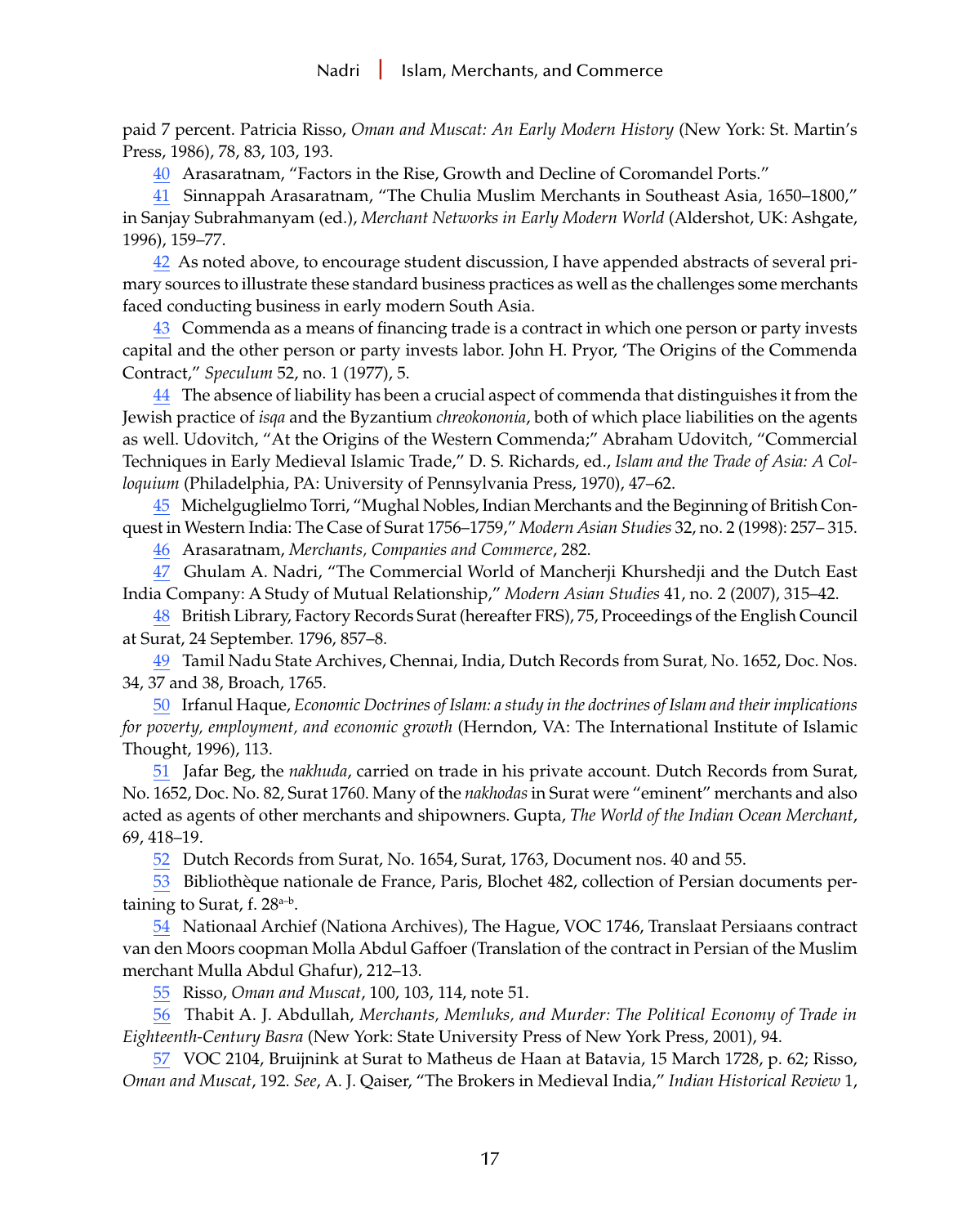paid 7 percent. Patricia Risso, *Oman and Muscat: An Early Modern History* (New York: St. Martin's Press, 1986), 78, 83, 103, 193.

40 Arasaratnam, "Factors in the Rise, Growth and Decline of Coromandel Ports."

41 Sinnappah Arasaratnam, "The Chulia Muslim Merchants in Southeast Asia, 1650–1800," in Sanjay Subrahmanyam (ed.), *Merchant Networks in Early Modern World* (Aldershot, UK: Ashgate, 1996), 159–77.

42 As noted above, to encourage student discussion, I have appended abstracts of several primary sources to illustrate these standard business practices as well as the challenges some merchants faced conducting business in early modern South Asia.

43 Commenda as a means of financing trade is a contract in which one person or party invests capital and the other person or party invests labor. John H. Pryor, 'The Origins of the Commenda Contract," *Speculum* 52, no. 1 (1977), 5.

44 The absence of liability has been a crucial aspect of commenda that distinguishes it from the Jewish practice of *isqa* and the Byzantium *chreokononia*, both of which place liabilities on the agents as well. Udovitch, "At the Origins of the Western Commenda;" Abraham Udovitch, "Commercial Techniques in Early Medieval Islamic Trade," D. S. Richards, ed., *Islam and the Trade of Asia: A Colloquium* (Philadelphia, PA: University of Pennsylvania Press, 1970), 47–62.

45 Michelguglielmo Torri, "Mughal Nobles, Indian Merchants and the Beginning of British Conquest in Western India: The Case of Surat 1756–1759," *Modern Asian Studies* 32, no. 2 (1998): 257– 315.

46 Arasaratnam, *Merchants, Companies and Commerce*, 282.

47 Ghulam A. Nadri, "The Commercial World of Mancherji Khurshedji and the Dutch East India Company: A Study of Mutual Relationship," *Modern Asian Studies* 41, no. 2 (2007), 315–42.

48 British Library, Factory Records Surat (hereafter FRS), 75, Proceedings of the English Council at Surat, 24 September. 1796, 857–8.

49 Tamil Nadu State Archives, Chennai, India, Dutch Records from Surat, No. 1652, Doc. Nos. 34, 37 and 38, Broach, 1765.

50 Irfanul Haque, *Economic Doctrines of Islam: a study in the doctrines of Islam and their implications for poverty, employment, and economic growth* (Herndon, VA: The International Institute of Islamic Thought, 1996), 113.

51 Jafar Beg, the *nakhuda*, carried on trade in his private account. Dutch Records from Surat, No. 1652, Doc. No. 82, Surat 1760. Many of the *nakhodas* in Surat were "eminent" merchants and also acted as agents of other merchants and shipowners. Gupta, *The World of the Indian Ocean Merchant*, 69, 418–19.

52 Dutch Records from Surat, No. 1654, Surat, 1763, Document nos. 40 and 55.

53 Bibliothèque nationale de France, Paris, Blochet 482, collection of Persian documents pertaining to Surat, f. 28[a–b].

54 Nationaal Archief (Nationa Archives), The Hague, VOC 1746, Translaat Persiaans contract van den Moors coopman Molla Abdul Gaffoer (Translation of the contract in Persian of the Muslim merchant Mulla Abdul Ghafur), 212–13.

55 Risso, *Oman and Muscat*, 100, 103, 114, note 51.

56 Thabit A. J. Abdullah, *Merchants, Memluks, and Murder: The Political Economy of Trade in Eighteenth-Century Basra* (New York: State University Press of New York Press, 2001), 94.

57 VOC 2104, Bruijnink at Surat to Matheus de Haan at Batavia, 15 March 1728, p. 62; Risso, *Oman and Muscat*, 192. *See*, A. J. Qaiser, "The Brokers in Medieval India," *Indian Historical Review* 1,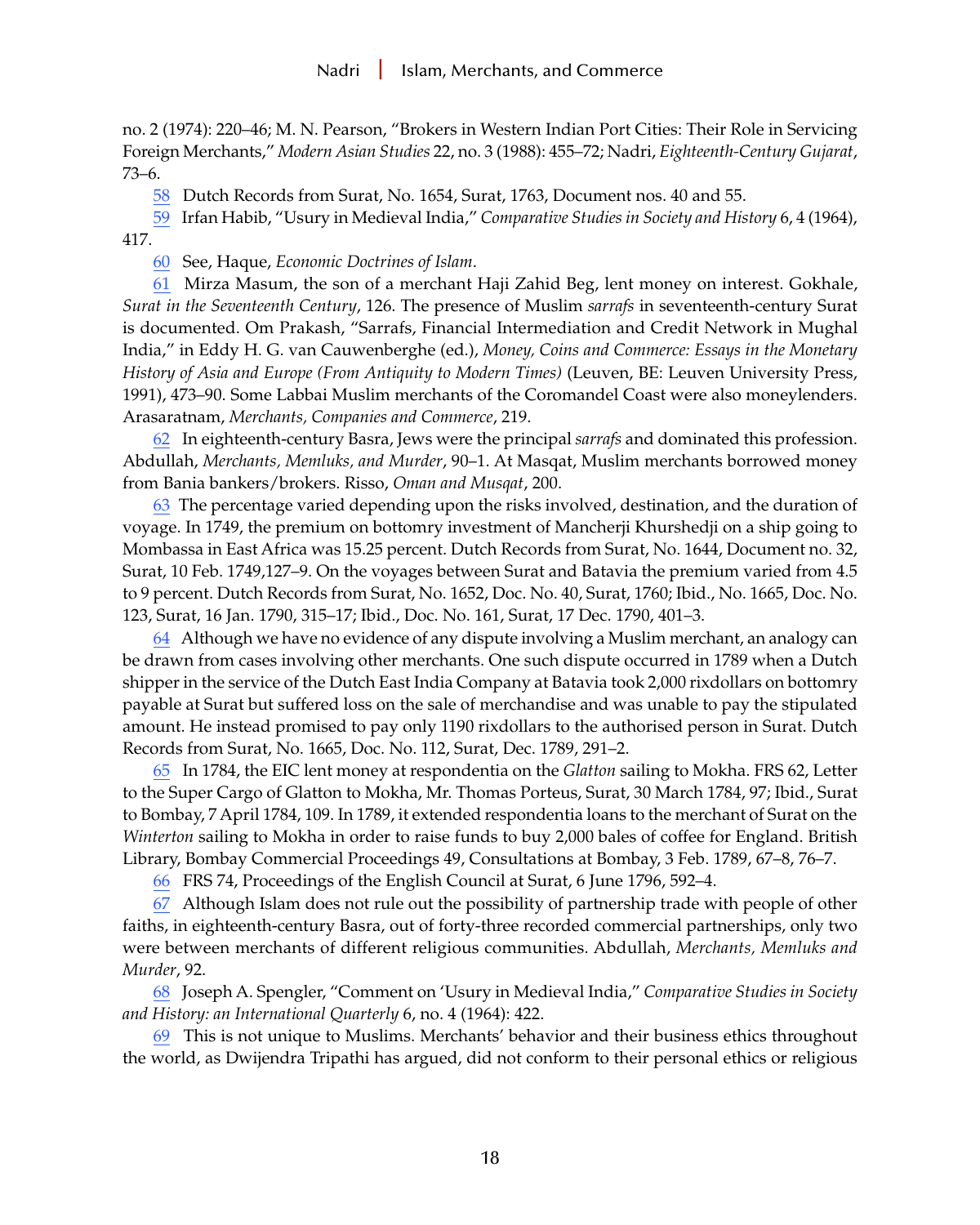no. 2 (1974): 220–46; M. N. Pearson, "Brokers in Western Indian Port Cities: Their Role in Servicing Foreign Merchants," *Modern Asian Studies* 22, no. 3 (1988): 455–72; Nadri, *Eighteenth-Century Gujarat*, 73–6.

58 Dutch Records from Surat, No. 1654, Surat, 1763, Document nos. 40 and 55.

59 Irfan Habib, "Usury in Medieval India," *Comparative Studies in Society and History* 6, 4 (1964), 417.

60 See, Haque, *Economic Doctrines of Islam*.

61 Mirza Masum, the son of a merchant Haji Zahid Beg, lent money on interest. Gokhale, *Surat in the Seventeenth Century*, 126. The presence of Muslim *sarrafs* in seventeenth-century Surat is documented. Om Prakash, "Sarrafs, Financial Intermediation and Credit Network in Mughal India," in Eddy H. G. van Cauwenberghe (ed.), *Money, Coins and Commerce: Essays in the Monetary History of Asia and Europe (From Antiquity to Modern Times)* (Leuven, BE: Leuven University Press, 1991), 473–90. Some Labbai Muslim merchants of the Coromandel Coast were also moneylenders. Arasaratnam, *Merchants, Companies and Commerce*, 219.

62 In eighteenth-century Basra, Jews were the principal *sarrafs* and dominated this profession. Abdullah, *Merchants, Memluks, and Murder*, 90–1. At Masqat, Muslim merchants borrowed money from Bania bankers/brokers. Risso, *Oman and Musqat*, 200.

63 The percentage varied depending upon the risks involved, destination, and the duration of voyage. In 1749, the premium on bottomry investment of Mancherji Khurshedji on a ship going to Mombassa in East Africa was 15.25 percent. Dutch Records from Surat, No. 1644, Document no. 32, Surat, 10 Feb. 1749,127–9. On the voyages between Surat and Batavia the premium varied from 4.5 to 9 percent. Dutch Records from Surat, No. 1652, Doc. No. 40, Surat, 1760; Ibid., No. 1665, Doc. No. 123, Surat, 16 Jan. 1790, 315–17; Ibid., Doc. No. 161, Surat, 17 Dec. 1790, 401–3.

64 Although we have no evidence of any dispute involving a Muslim merchant, an analogy can be drawn from cases involving other merchants. One such dispute occurred in 1789 when a Dutch shipper in the service of the Dutch East India Company at Batavia took 2,000 rixdollars on bottomry payable at Surat but suffered loss on the sale of merchandise and was unable to pay the stipulated amount. He instead promised to pay only 1190 rixdollars to the authorised person in Surat. Dutch Records from Surat, No. 1665, Doc. No. 112, Surat, Dec. 1789, 291–2.

65 In 1784, the EIC lent money at respondentia on the *Glatton* sailing to Mokha. FRS 62, Letter to the Super Cargo of Glatton to Mokha, Mr. Thomas Porteus, Surat, 30 March 1784, 97; Ibid., Surat to Bombay, 7 April 1784, 109. In 1789, it extended respondentia loans to the merchant of Surat on the *Winterton* sailing to Mokha in order to raise funds to buy 2,000 bales of coffee for England. British Library, Bombay Commercial Proceedings 49, Consultations at Bombay, 3 Feb. 1789, 67–8, 76–7.

66 FRS 74, Proceedings of the English Council at Surat, 6 June 1796, 592–4.

67 Although Islam does not rule out the possibility of partnership trade with people of other faiths, in eighteenth-century Basra, out of forty-three recorded commercial partnerships, only two were between merchants of different religious communities. Abdullah, *Merchants, Memluks and Murder*, 92.

68 Joseph A. Spengler, "Comment on 'Usury in Medieval India," *Comparative Studies in Society and History: an International Quarterly* 6, no. 4 (1964): 422.

69 This is not unique to Muslims. Merchants' behavior and their business ethics throughout the world, as Dwijendra Tripathi has argued, did not conform to their personal ethics or religious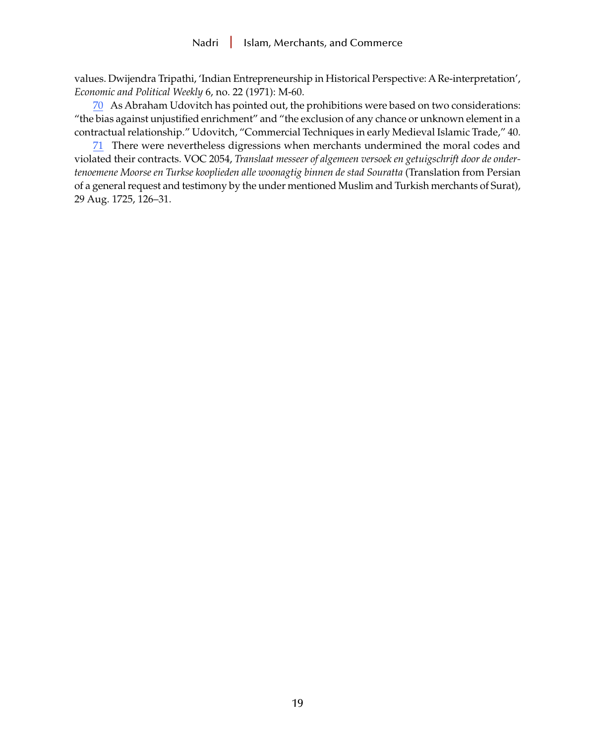values. Dwijendra Tripathi, 'Indian Entrepreneurship in Historical Perspective: A Re-interpretation', *Economic and Political Weekly* 6, no. 22 (1971): M-60.

70 As Abraham Udovitch has pointed out, the prohibitions were based on two considerations: "the bias against unjustified enrichment" and "the exclusion of any chance or unknown element in a contractual relationship." Udovitch, "Commercial Techniques in early Medieval Islamic Trade," 40.

71 There were nevertheless digressions when merchants undermined the moral codes and violated their contracts. VOC 2054, *Translaat messeer of algemeen versoek en getuigschrift door de ondertenoemene Moorse en Turkse kooplieden alle woonagtig binnen de stad Souratta* (Translation from Persian of a general request and testimony by the under mentioned Muslim and Turkish merchants of Surat), 29 Aug. 1725, 126–31.